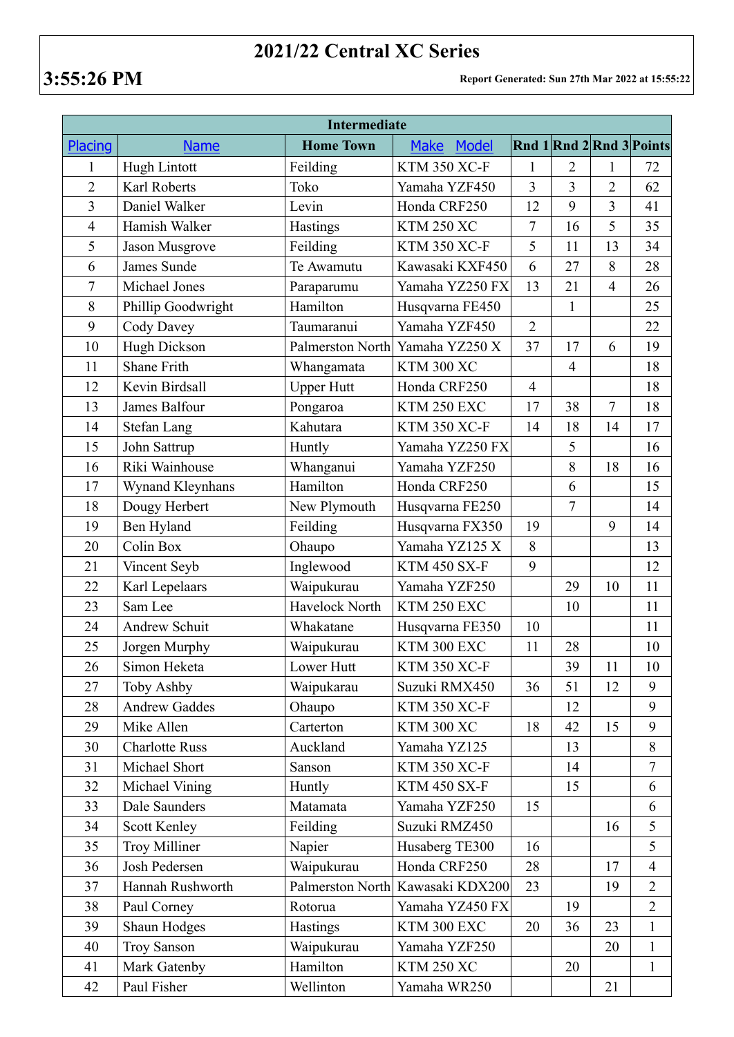# 2021/22 Central XC Series

**3:55:26 PM**

**Report Generated: Sun 27th Mar 2022 at 15:55:22**

| Intermediate | | | | | | | |
|---|---|---|---|---|---|---|---|
| Placing | Name | Home Town | Make Model | Rnd 1 | Rnd 2 | Rnd 3 | Points |
| 1 | Hugh Lintott | Feilding | KTM 350 XC-F | 1 | 2 | 1 | 72 |
| 2 | Karl Roberts | Toko | Yamaha YZF450 | 3 | 3 | 2 | 62 |
| 3 | Daniel Walker | Levin | Honda CRF250 | 12 | 9 | 3 | 41 |
| 4 | Hamish Walker | Hastings | KTM 250 XC | 7 | 16 | 5 | 35 |
| 5 | Jason Musgrove | Feilding | KTM 350 XC-F | 5 | 11 | 13 | 34 |
| 6 | James Sunde | Te Awamutu | Kawasaki KXF450 | 6 | 27 | 8 | 28 |
| 7 | Michael Jones | Paraparumu | Yamaha YZ250 FX | 13 | 21 | 4 | 26 |
| 8 | Phillip Goodwright | Hamilton | Husqvarna FE450 | | 1 | | 25 |
| 9 | Cody Davey | Taumaranui | Yamaha YZF450 | 2 | | | 22 |
| 10 | Hugh Dickson | Palmerston North | Yamaha YZ250 X | 37 | 17 | 6 | 19 |
| 11 | Shane Frith | Whangamata | KTM 300 XC | | 4 | | 18 |
| 12 | Kevin Birdsall | Upper Hutt | Honda CRF250 | 4 | | | 18 |
| 13 | James Balfour | Pongaroa | KTM 250 EXC | 17 | 38 | 7 | 18 |
| 14 | Stefan Lang | Kahutara | KTM 350 XC-F | 14 | 18 | 14 | 17 |
| 15 | John Sattrup | Huntly | Yamaha YZ250 FX | | 5 | | 16 |
| 16 | Riki Wainhouse | Whanganui | Yamaha YZF250 | | 8 | 18 | 16 |
| 17 | Wynand Kleynhans | Hamilton | Honda CRF250 | | 6 | | 15 |
| 18 | Dougy Herbert | New Plymouth | Husqvarna FE250 | | 7 | | 14 |
| 19 | Ben Hyland | Feilding | Husqvarna FX350 | 19 | | 9 | 14 |
| 20 | Colin Box | Ohaupo | Yamaha YZ125 X | 8 | | | 13 |
| 21 | Vincent Seyb | Inglewood | KTM 450 SX-F | 9 | | | 12 |
| 22 | Karl Lepelaars | Waipukurau | Yamaha YZF250 | | 29 | 10 | 11 |
| 23 | Sam Lee | Havelock North | KTM 250 EXC | | 10 | | 11 |
| 24 | Andrew Schuit | Whakatane | Husqvarna FE350 | 10 | | | 11 |
| 25 | Jorgen Murphy | Waipukurau | KTM 300 EXC | 11 | 28 | | 10 |
| 26 | Simon Heketa | Lower Hutt | KTM 350 XC-F | | 39 | 11 | 10 |
| 27 | Toby Ashby | Waipukarau | Suzuki RMX450 | 36 | 51 | 12 | 9 |
| 28 | Andrew Gaddes | Ohaupo | KTM 350 XC-F | | 12 | | 9 |
| 29 | Mike Allen | Carterton | KTM 300 XC | 18 | 42 | 15 | 9 |
| 30 | Charlotte Russ | Auckland | Yamaha YZ125 | | 13 | | 8 |
| 31 | Michael Short | Sanson | KTM 350 XC-F | | 14 | | 7 |
| 32 | Michael Vining | Huntly | KTM 450 SX-F | | 15 | | 6 |
| 33 | Dale Saunders | Matamata | Yamaha YZF250 | 15 | | | 6 |
| 34 | Scott Kenley | Feilding | Suzuki RMZ450 | | | 16 | 5 |
| 35 | Troy Milliner | Napier | Husaberg TE300 | 16 | | | 5 |
| 36 | Josh Pedersen | Waipukurau | Honda CRF250 | 28 | | 17 | 4 |
| 37 | Hannah Rushworth | Palmerston North | Kawasaki KDX200 | 23 | | 19 | 2 |
| 38 | Paul Corney | Rotorua | Yamaha YZ450 FX | | 19 | | 2 |
| 39 | Shaun Hodges | Hastings | KTM 300 EXC | 20 | 36 | 23 | 1 |
| 40 | Troy Sanson | Waipukurau | Yamaha YZF250 | | | 20 | 1 |
| 41 | Mark Gatenby | Hamilton | KTM 250 XC | | 20 | | 1 |
| 42 | Paul Fisher | Wellinton | Yamaha WR250 | | | 21 | |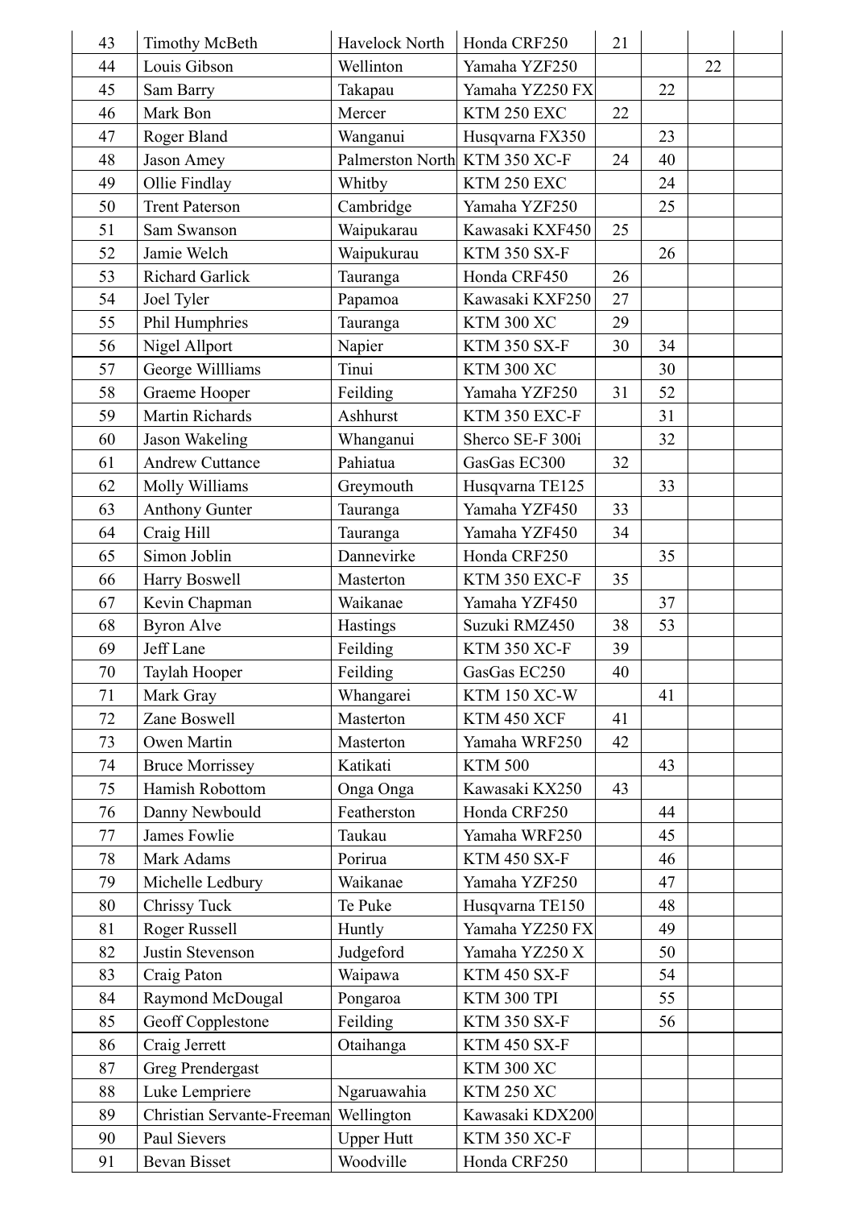| | | | | | | | |
|---|---|---|---|---|---|---|---|
| 43 | Timothy McBeth | Havelock North | Honda CRF250 | 21 | | | |
| 44 | Louis Gibson | Wellinton | Yamaha YZF250 | | | 22 | |
| 45 | Sam Barry | Takapau | Yamaha YZ250 FX | | 22 | | |
| 46 | Mark Bon | Mercer | KTM 250 EXC | 22 | | | |
| 47 | Roger Bland | Wanganui | Husqvarna FX350 | | 23 | | |
| 48 | Jason Amey | Palmerston North | KTM 350 XC-F | 24 | 40 | | |
| 49 | Ollie Findlay | Whitby | KTM 250 EXC | | 24 | | |
| 50 | Trent Paterson | Cambridge | Yamaha YZF250 | | 25 | | |
| 51 | Sam Swanson | Waipukarau | Kawasaki KXF450 | 25 | | | |
| 52 | Jamie Welch | Waipukurau | KTM 350 SX-F | | 26 | | |
| 53 | Richard Garlick | Tauranga | Honda CRF450 | 26 | | | |
| 54 | Joel Tyler | Papamoa | Kawasaki KXF250 | 27 | | | |
| 55 | Phil Humphries | Tauranga | KTM 300 XC | 29 | | | |
| 56 | Nigel Allport | Napier | KTM 350 SX-F | 30 | 34 | | |
| 57 | George Willliams | Tinui | KTM 300 XC | | 30 | | |
| 58 | Graeme Hooper | Feilding | Yamaha YZF250 | 31 | 52 | | |
| 59 | Martin Richards | Ashhurst | KTM 350 EXC-F | | 31 | | |
| 60 | Jason Wakeling | Whanganui | Sherco SE-F 300i | | 32 | | |
| 61 | Andrew Cuttance | Pahiatua | GasGas EC300 | 32 | | | |
| 62 | Molly Williams | Greymouth | Husqvarna TE125 | | 33 | | |
| 63 | Anthony Gunter | Tauranga | Yamaha YZF450 | 33 | | | |
| 64 | Craig Hill | Tauranga | Yamaha YZF450 | 34 | | | |
| 65 | Simon Joblin | Dannevirke | Honda CRF250 | | 35 | | |
| 66 | Harry Boswell | Masterton | KTM 350 EXC-F | 35 | | | |
| 67 | Kevin Chapman | Waikanae | Yamaha YZF450 | | 37 | | |
| 68 | Byron Alve | Hastings | Suzuki RMZ450 | 38 | 53 | | |
| 69 | Jeff Lane | Feilding | KTM 350 XC-F | 39 | | | |
| 70 | Taylah Hooper | Feilding | GasGas EC250 | 40 | | | |
| 71 | Mark Gray | Whangarei | KTM 150 XC-W | | 41 | | |
| 72 | Zane Boswell | Masterton | KTM 450 XCF | 41 | | | |
| 73 | Owen Martin | Masterton | Yamaha WRF250 | 42 | | | |
| 74 | Bruce Morrissey | Katikati | KTM 500 | | 43 | | |
| 75 | Hamish Robottom | Onga Onga | Kawasaki KX250 | 43 | | | |
| 76 | Danny Newbould | Featherston | Honda CRF250 | | 44 | | |
| 77 | James Fowlie | Taukau | Yamaha WRF250 | | 45 | | |
| 78 | Mark Adams | Porirua | KTM 450 SX-F | | 46 | | |
| 79 | Michelle Ledbury | Waikanae | Yamaha YZF250 | | 47 | | |
| 80 | Chrissy Tuck | Te Puke | Husqvarna TE150 | | 48 | | |
| 81 | Roger Russell | Huntly | Yamaha YZ250 FX | | 49 | | |
| 82 | Justin Stevenson | Judgeford | Yamaha YZ250 X | | 50 | | |
| 83 | Craig Paton | Waipawa | KTM 450 SX-F | | 54 | | |
| 84 | Raymond McDougal | Pongaroa | KTM 300 TPI | | 55 | | |
| 85 | Geoff Copplestone | Feilding | KTM 350 SX-F | | 56 | | |
| 86 | Craig Jerrett | Otaihanga | KTM 450 SX-F | | | | |
| 87 | Greg Prendergast | | KTM 300 XC | | | | |
| 88 | Luke Lempriere | Ngaruawahia | KTM 250 XC | | | | |
| 89 | Christian Servante-Freeman | Wellington | Kawasaki KDX200 | | | | |
| 90 | Paul Sievers | Upper Hutt | KTM 350 XC-F | | | | |
| 91 | Bevan Bisset | Woodville | Honda CRF250 | | | | |